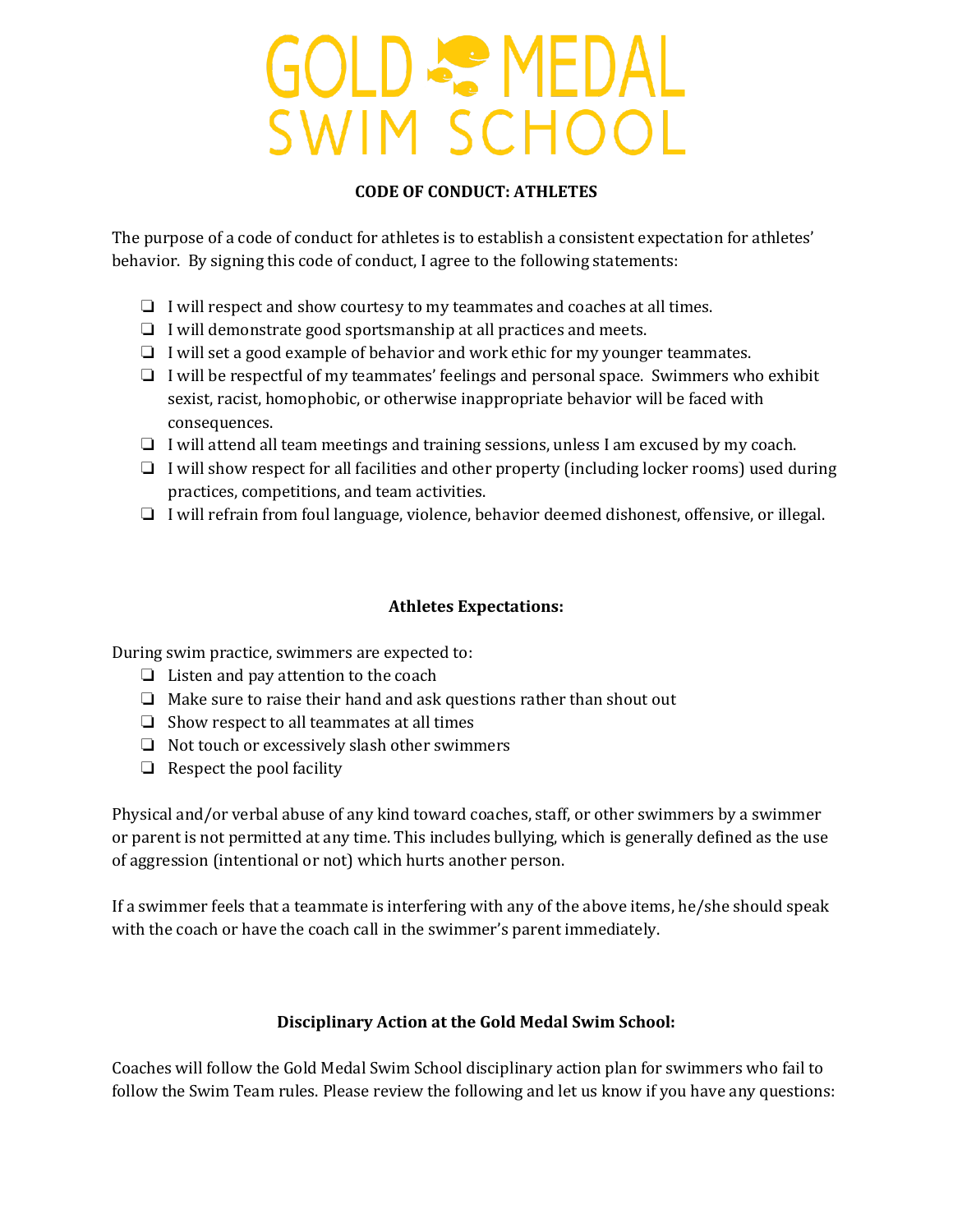# GOLD MEDAL SWIM SCHOOL

**CODE OF CONDUCT: ATHLETES**

The purpose of a code of conduct for athletes is to establish a consistent expectation for athletes' behavior. By signing this code of conduct, I agree to the following statements:

- ❑ I will respect and show courtesy to my teammates and coaches at all times.
- ❑ I will demonstrate good sportsmanship at all practices and meets.
- ❑ I will set a good example of behavior and work ethic for my younger teammates.
- ❑ I will be respectful of my teammates' feelings and personal space. Swimmers who exhibit sexist, racist, homophobic, or otherwise inappropriate behavior will be faced with consequences.
- ❑ I will attend all team meetings and training sessions, unless I am excused by my coach.
- ❑ I will show respect for all facilities and other property (including locker rooms) used during practices, competitions, and team activities.
- ❑ I will refrain from foul language, violence, behavior deemed dishonest, offensive, or illegal.

**Athletes Expectations:**

During swim practice, swimmers are expected to:

- ❑ Listen and pay attention to the coach
- ❑ Make sure to raise their hand and ask questions rather than shout out
- ❑ Show respect to all teammates at all times
- ❑ Not touch or excessively slash other swimmers
- ❑ Respect the pool facility

Physical and/or verbal abuse of any kind toward coaches, staff, or other swimmers by a swimmer or parent is not permitted at any time. This includes bullying, which is generally defined as the use of aggression (intentional or not) which hurts another person.

If a swimmer feels that a teammate is interfering with any of the above items, he/she should speak with the coach or have the coach call in the swimmer's parent immediately.

**Disciplinary Action at the Gold Medal Swim School:**

Coaches will follow the Gold Medal Swim School disciplinary action plan for swimmers who fail to follow the Swim Team rules. Please review the following and let us know if you have any questions: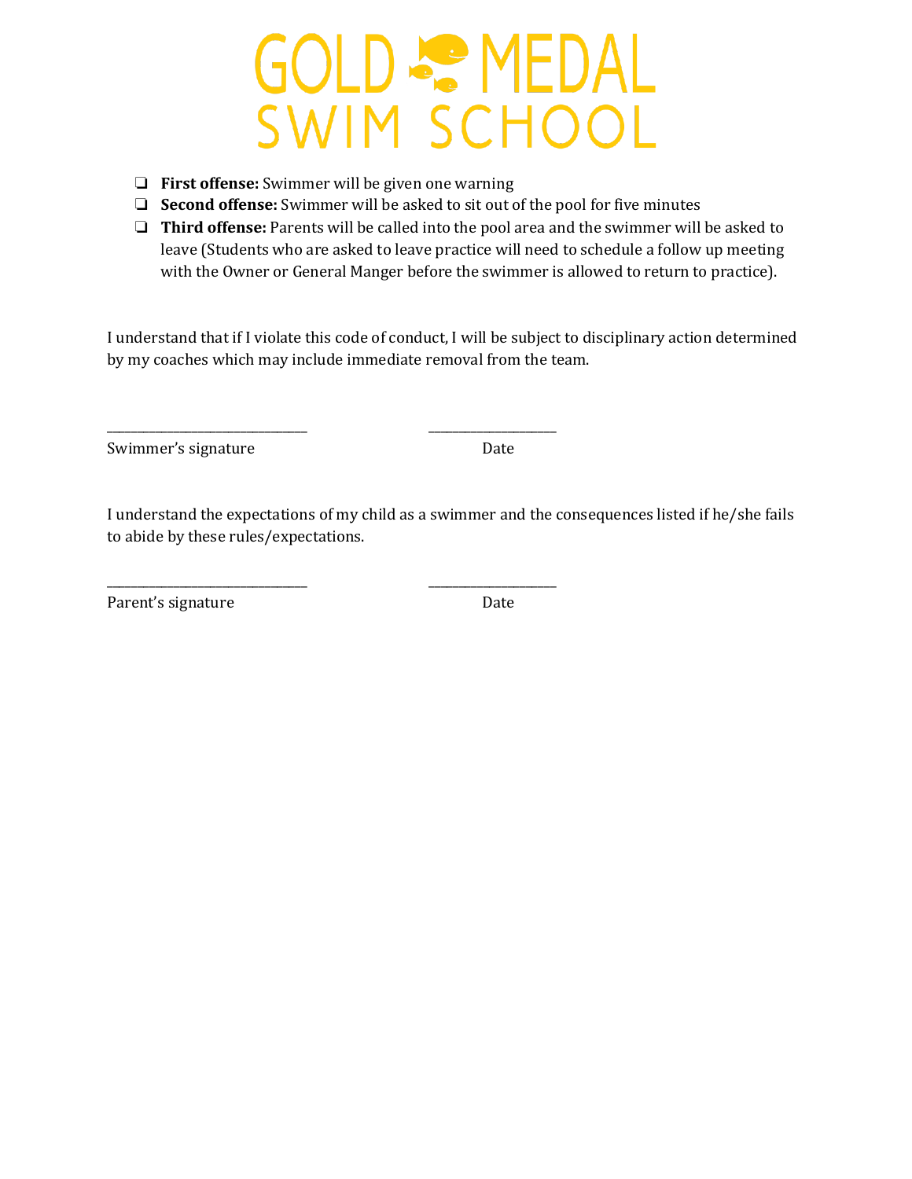# GOLD MEDAL SWIM SCHOOL

- ❏ **First offense:** Swimmer will be given one warning
- ❏ **Second offense:** Swimmer will be asked to sit out of the pool for five minutes
- ❏ **Third offense:** Parents will be called into the pool area and the swimmer will be asked to leave (Students who are asked to leave practice will need to schedule a follow up meeting with the Owner or General Manger before the swimmer is allowed to return to practice).

I understand that if I violate this code of conduct, I will be subject to disciplinary action determined by my coaches which may include immediate removal from the team.

_______________________________ ____________________

Swimmer's signature Date

I understand the expectations of my child as a swimmer and the consequences listed if he/she fails to abide by these rules/expectations.

_______________________________ ____________________

Parent's signature Date